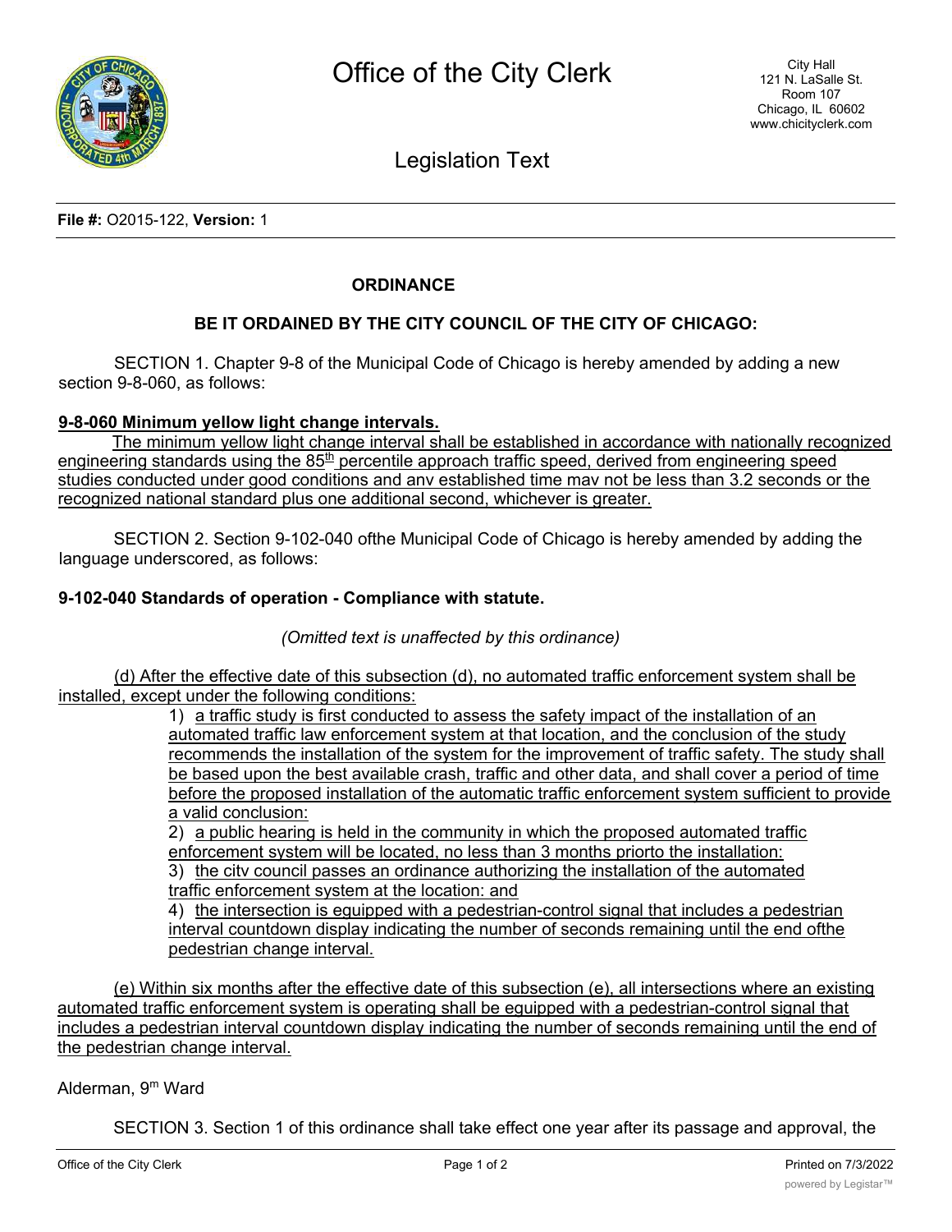# Office of the City Clerk

City Hall
121 N. LaSalle St.
Room 107
Chicago, IL 60602
www.chicityclerk.com

## Legislation Text

**File #:** O2015-122, **Version:** 1

**ORDINANCE**

**BE IT ORDAINED BY THE CITY COUNCIL OF THE CITY OF CHICAGO:**

SECTION 1. Chapter 9-8 of the Municipal Code of Chicago is hereby amended by adding a new section 9-8-060, as follows:

**9-8-060 Minimum yellow light change intervals.**

The minimum yellow light change interval shall be established in accordance with nationally recognized engineering standards using the 85th percentile approach traffic speed, derived from engineering speed studies conducted under good conditions and anv established time mav not be less than 3.2 seconds or the recognized national standard plus one additional second, whichever is greater.

SECTION 2. Section 9-102-040 ofthe Municipal Code of Chicago is hereby amended by adding the language underscored, as follows:

**9-102-040 Standards of operation - Compliance with statute.**

*(Omitted text is unaffected by this ordinance)*

(d) After the effective date of this subsection (d), no automated traffic enforcement system shall be installed, except under the following conditions:

1) a traffic study is first conducted to assess the safety impact of the installation of an automated traffic law enforcement system at that location, and the conclusion of the study recommends the installation of the system for the improvement of traffic safety. The study shall be based upon the best available crash, traffic and other data, and shall cover a period of time before the proposed installation of the automatic traffic enforcement system sufficient to provide a valid conclusion:
2) a public hearing is held in the community in which the proposed automated traffic enforcement system will be located, no less than 3 months priorto the installation:
3) the citv council passes an ordinance authorizing the installation of the automated traffic enforcement system at the location: and
4) the intersection is eguipped with a pedestrian-control signal that includes a pedestrian interval countdown display indicating the number of seconds remaining until the end ofthe pedestrian change interval.

(e) Within six months after the effective date of this subsection (e), all intersections where an existing automated traffic enforcement system is operating shall be eguipped with a pedestrian-control signal that includes a pedestrian interval countdown display indicating the number of seconds remaining until the end of the pedestrian change interval.

Alderman, 9m Ward

SECTION 3. Section 1 of this ordinance shall take effect one year after its passage and approval, the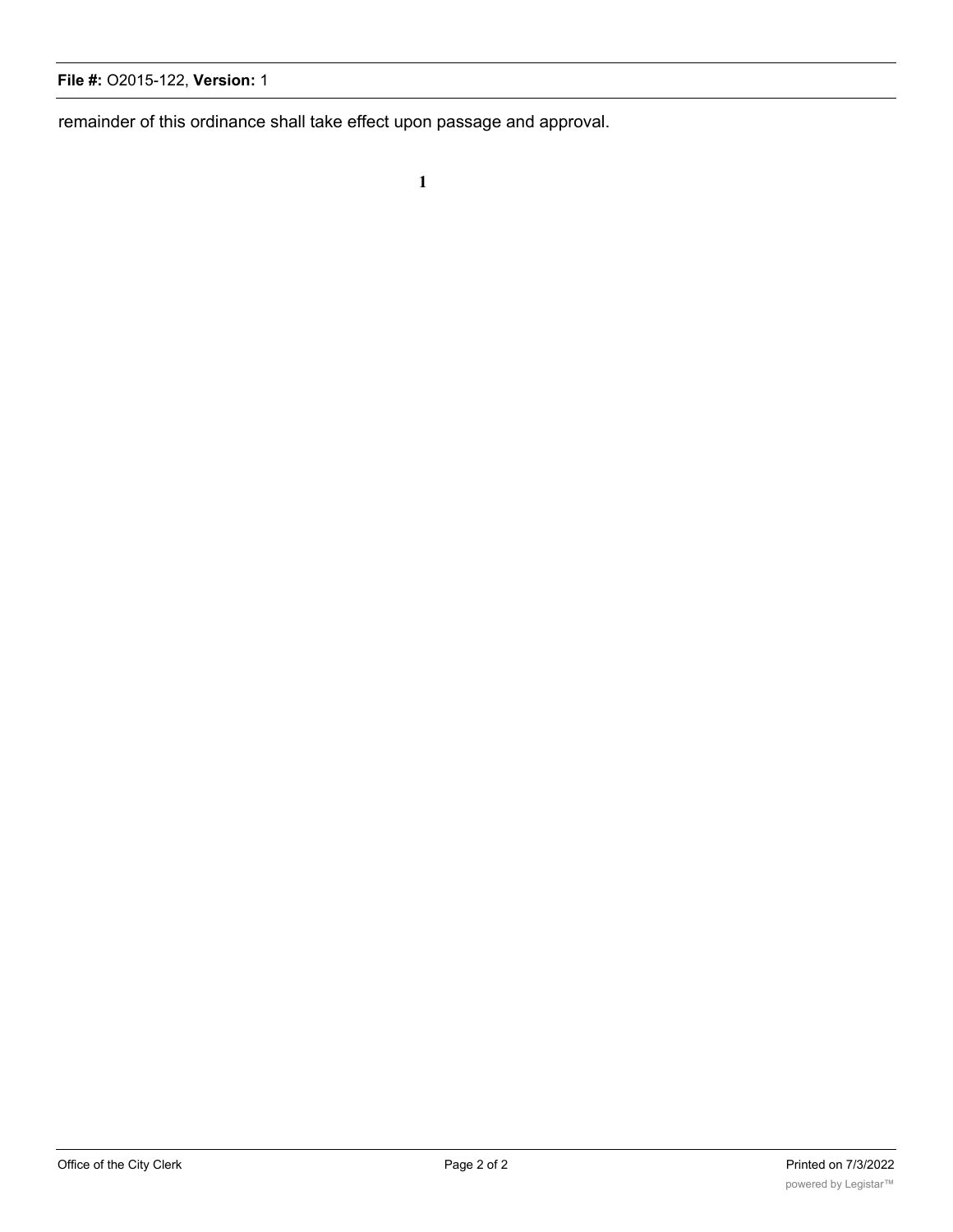remainder of this ordinance shall take effect upon passage and approval.